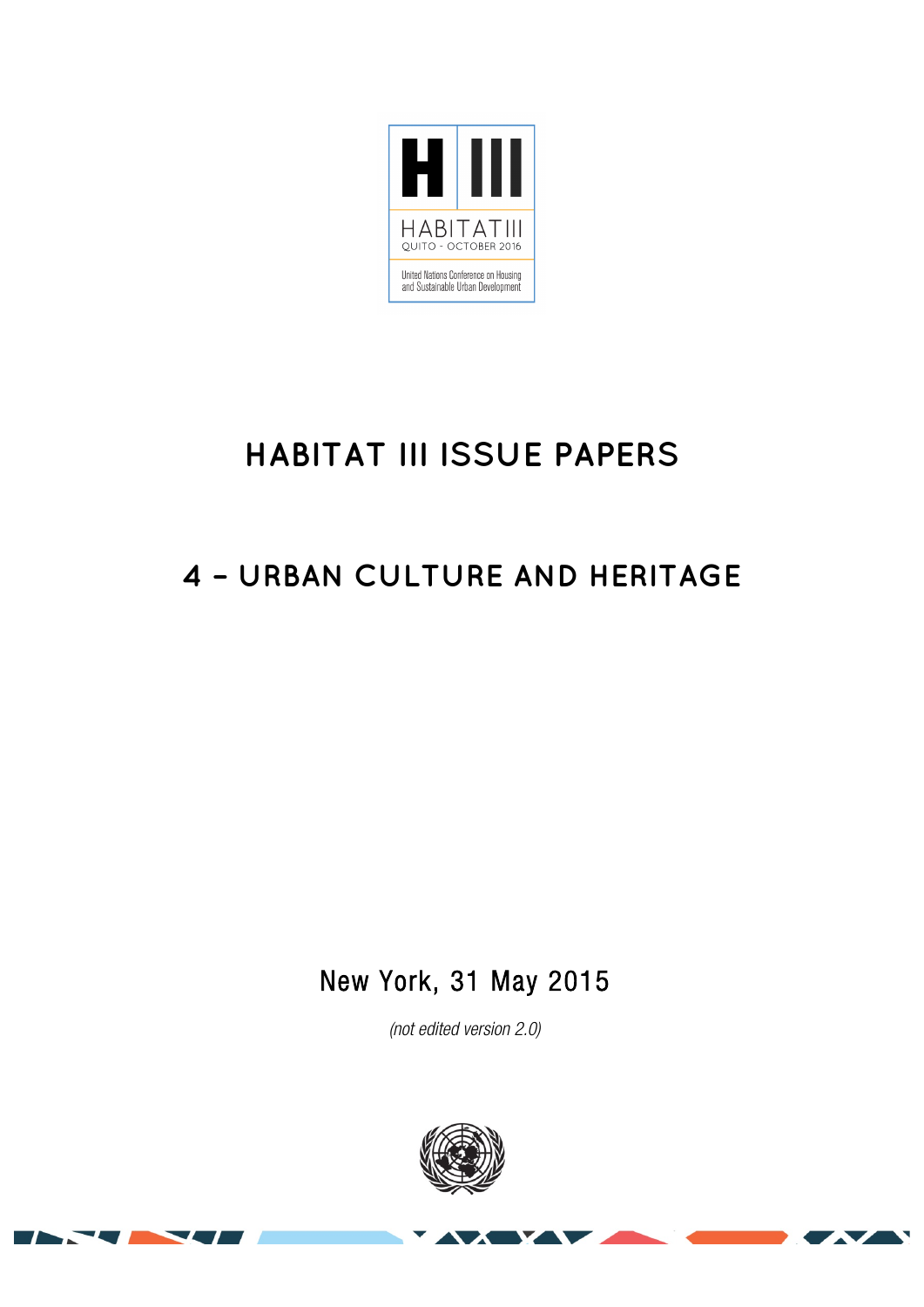H III

HABITAT III

QUITO - OCTOBER 2016

United Nations Conference on Housing and Sustainable Urban Development

# HABITAT III ISSUE PAPERS

## 4 – URBAN CULTURE AND HERITAGE

New York, 31 May 2015

*(not edited version 2.0)*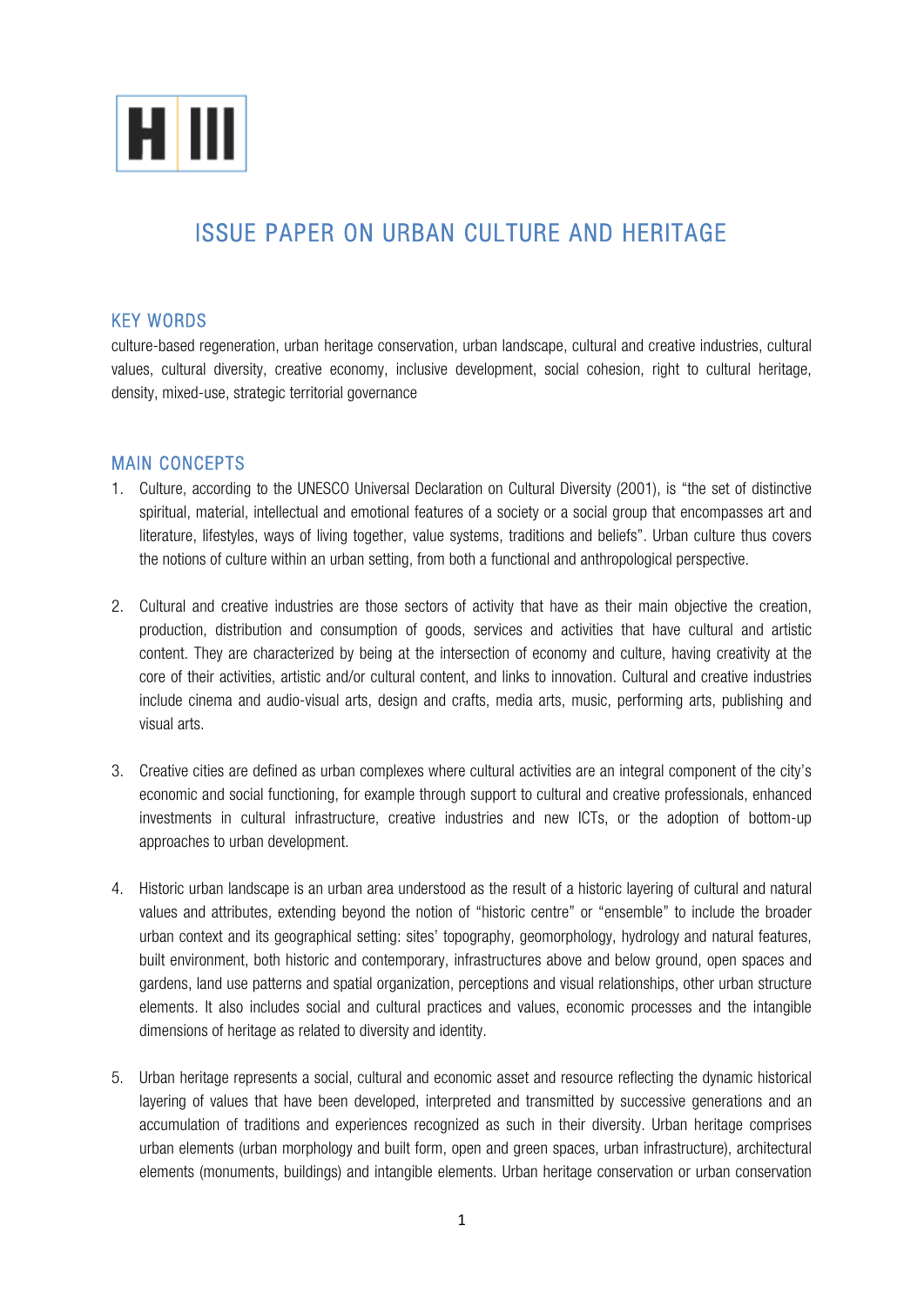# ISSUE PAPER ON URBAN CULTURE AND HERITAGE

## KEY WORDS

culture-based regeneration, urban heritage conservation, urban landscape, cultural and creative industries, cultural values, cultural diversity, creative economy, inclusive development, social cohesion, right to cultural heritage, density, mixed-use, strategic territorial governance

## MAIN CONCEPTS

1. Culture, according to the UNESCO Universal Declaration on Cultural Diversity (2001), is "the set of distinctive spiritual, material, intellectual and emotional features of a society or a social group that encompasses art and literature, lifestyles, ways of living together, value systems, traditions and beliefs". Urban culture thus covers the notions of culture within an urban setting, from both a functional and anthropological perspective.

2. Cultural and creative industries are those sectors of activity that have as their main objective the creation, production, distribution and consumption of goods, services and activities that have cultural and artistic content. They are characterized by being at the intersection of economy and culture, having creativity at the core of their activities, artistic and/or cultural content, and links to innovation. Cultural and creative industries include cinema and audio-visual arts, design and crafts, media arts, music, performing arts, publishing and visual arts.

3. Creative cities are defined as urban complexes where cultural activities are an integral component of the city's economic and social functioning, for example through support to cultural and creative professionals, enhanced investments in cultural infrastructure, creative industries and new ICTs, or the adoption of bottom-up approaches to urban development.

4. Historic urban landscape is an urban area understood as the result of a historic layering of cultural and natural values and attributes, extending beyond the notion of "historic centre" or "ensemble" to include the broader urban context and its geographical setting: sites' topography, geomorphology, hydrology and natural features, built environment, both historic and contemporary, infrastructures above and below ground, open spaces and gardens, land use patterns and spatial organization, perceptions and visual relationships, other urban structure elements. It also includes social and cultural practices and values, economic processes and the intangible dimensions of heritage as related to diversity and identity.

5. Urban heritage represents a social, cultural and economic asset and resource reflecting the dynamic historical layering of values that have been developed, interpreted and transmitted by successive generations and an accumulation of traditions and experiences recognized as such in their diversity. Urban heritage comprises urban elements (urban morphology and built form, open and green spaces, urban infrastructure), architectural elements (monuments, buildings) and intangible elements. Urban heritage conservation or urban conservation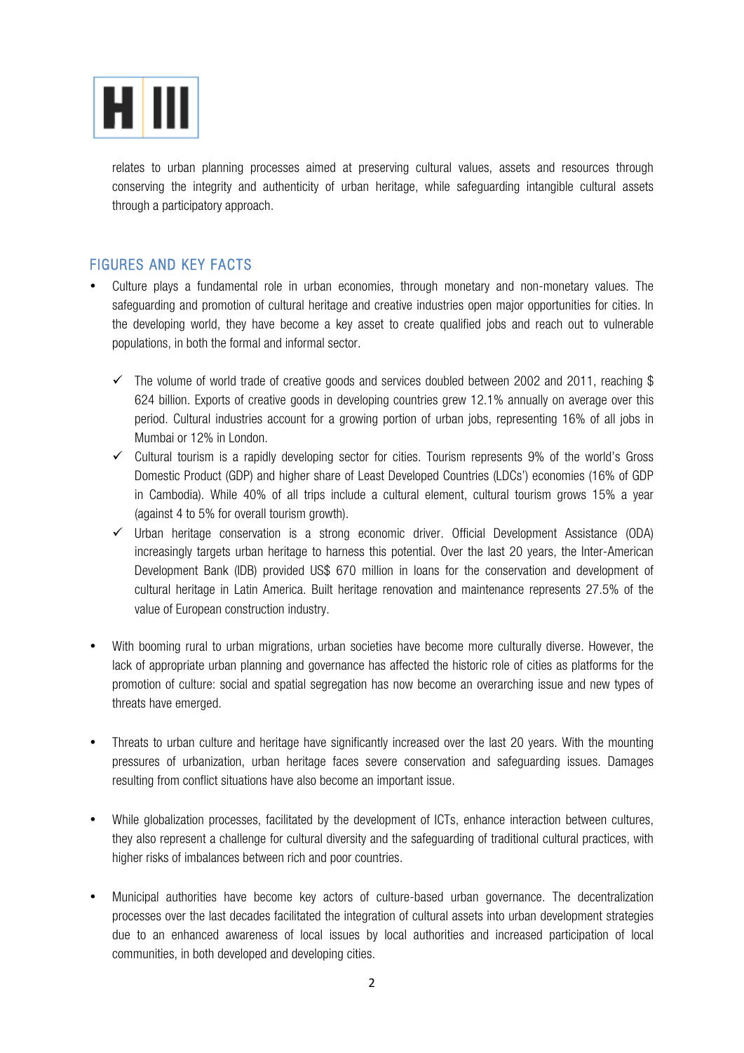relates to urban planning processes aimed at preserving cultural values, assets and resources through conserving the integrity and authenticity of urban heritage, while safeguarding intangible cultural assets through a participatory approach.

## FIGURES AND KEY FACTS

- Culture plays a fundamental role in urban economies, through monetary and non-monetary values. The safeguarding and promotion of cultural heritage and creative industries open major opportunities for cities. In the developing world, they have become a key asset to create qualified jobs and reach out to vulnerable populations, in both the formal and informal sector.

  - ✓ The volume of world trade of creative goods and services doubled between 2002 and 2011, reaching $ 624 billion. Exports of creative goods in developing countries grew 12.1% annually on average over this period. Cultural industries account for a growing portion of urban jobs, representing 16% of all jobs in Mumbai or 12% in London.
  - ✓ Cultural tourism is a rapidly developing sector for cities. Tourism represents 9% of the world's Gross Domestic Product (GDP) and higher share of Least Developed Countries (LDCs') economies (16% of GDP in Cambodia). While 40% of all trips include a cultural element, cultural tourism grows 15% a year (against 4 to 5% for overall tourism growth).
  - ✓ Urban heritage conservation is a strong economic driver. Official Development Assistance (ODA) increasingly targets urban heritage to harness this potential. Over the last 20 years, the Inter-American Development Bank (IDB) provided US$ 670 million in loans for the conservation and development of cultural heritage in Latin America. Built heritage renovation and maintenance represents 27.5% of the value of European construction industry.

- With booming rural to urban migrations, urban societies have become more culturally diverse. However, the lack of appropriate urban planning and governance has affected the historic role of cities as platforms for the promotion of culture: social and spatial segregation has now become an overarching issue and new types of threats have emerged.

- Threats to urban culture and heritage have significantly increased over the last 20 years. With the mounting pressures of urbanization, urban heritage faces severe conservation and safeguarding issues. Damages resulting from conflict situations have also become an important issue.

- While globalization processes, facilitated by the development of ICTs, enhance interaction between cultures, they also represent a challenge for cultural diversity and the safeguarding of traditional cultural practices, with higher risks of imbalances between rich and poor countries.

- Municipal authorities have become key actors of culture-based urban governance. The decentralization processes over the last decades facilitated the integration of cultural assets into urban development strategies due to an enhanced awareness of local issues by local authorities and increased participation of local communities, in both developed and developing cities.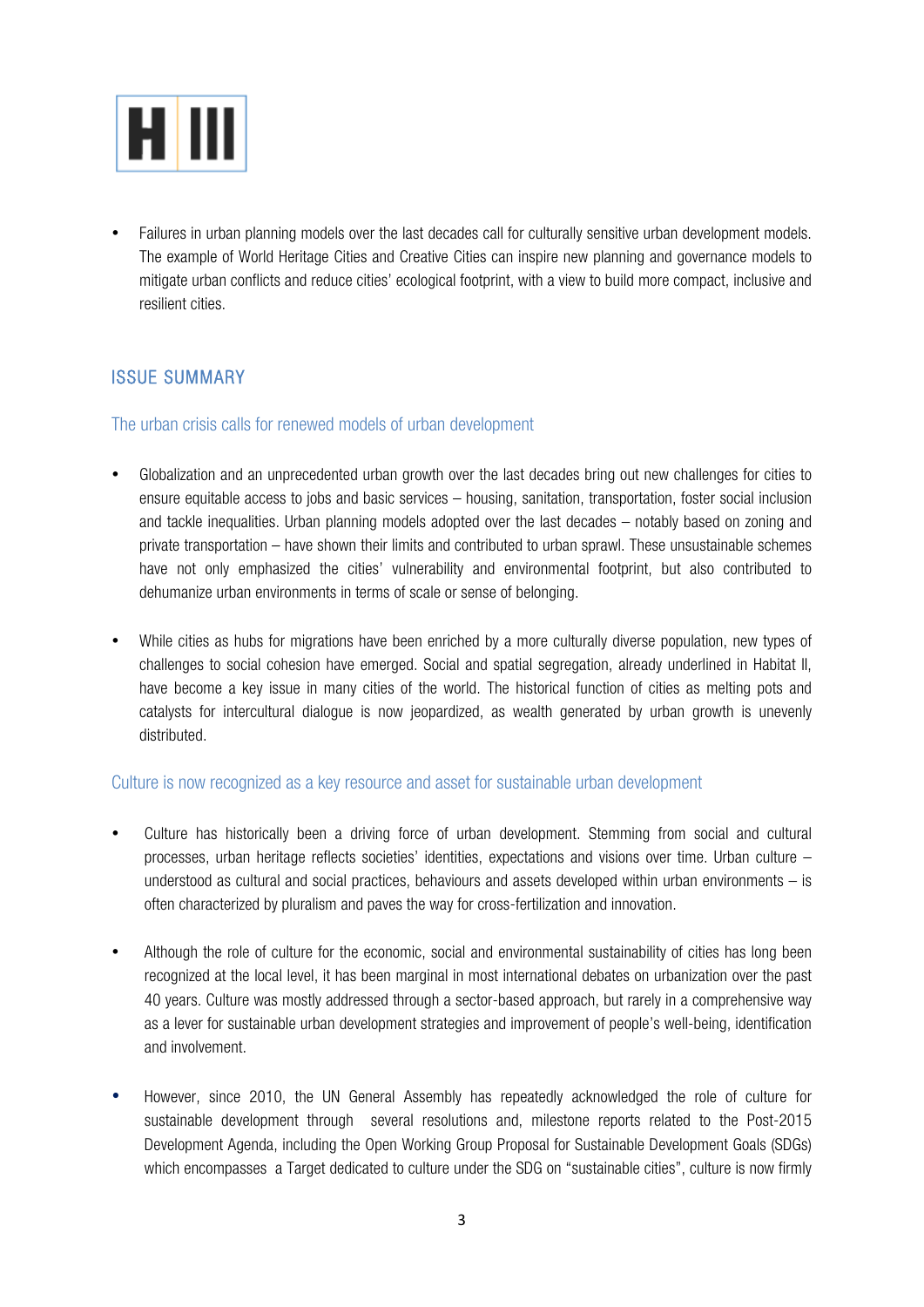- Failures in urban planning models over the last decades call for culturally sensitive urban development models. The example of World Heritage Cities and Creative Cities can inspire new planning and governance models to mitigate urban conflicts and reduce cities' ecological footprint, with a view to build more compact, inclusive and resilient cities.

## ISSUE SUMMARY

### The urban crisis calls for renewed models of urban development

- Globalization and an unprecedented urban growth over the last decades bring out new challenges for cities to ensure equitable access to jobs and basic services – housing, sanitation, transportation, foster social inclusion and tackle inequalities. Urban planning models adopted over the last decades – notably based on zoning and private transportation – have shown their limits and contributed to urban sprawl. These unsustainable schemes have not only emphasized the cities' vulnerability and environmental footprint, but also contributed to dehumanize urban environments in terms of scale or sense of belonging.

- While cities as hubs for migrations have been enriched by a more culturally diverse population, new types of challenges to social cohesion have emerged. Social and spatial segregation, already underlined in Habitat II, have become a key issue in many cities of the world. The historical function of cities as melting pots and catalysts for intercultural dialogue is now jeopardized, as wealth generated by urban growth is unevenly distributed.

### Culture is now recognized as a key resource and asset for sustainable urban development

- Culture has historically been a driving force of urban development. Stemming from social and cultural processes, urban heritage reflects societies' identities, expectations and visions over time. Urban culture – understood as cultural and social practices, behaviours and assets developed within urban environments – is often characterized by pluralism and paves the way for cross-fertilization and innovation.

- Although the role of culture for the economic, social and environmental sustainability of cities has long been recognized at the local level, it has been marginal in most international debates on urbanization over the past 40 years. Culture was mostly addressed through a sector-based approach, but rarely in a comprehensive way as a lever for sustainable urban development strategies and improvement of people's well-being, identification and involvement.

- However, since 2010, the UN General Assembly has repeatedly acknowledged the role of culture for sustainable development through several resolutions and, milestone reports related to the Post-2015 Development Agenda, including the Open Working Group Proposal for Sustainable Development Goals (SDGs) which encompasses a Target dedicated to culture under the SDG on "sustainable cities", culture is now firmly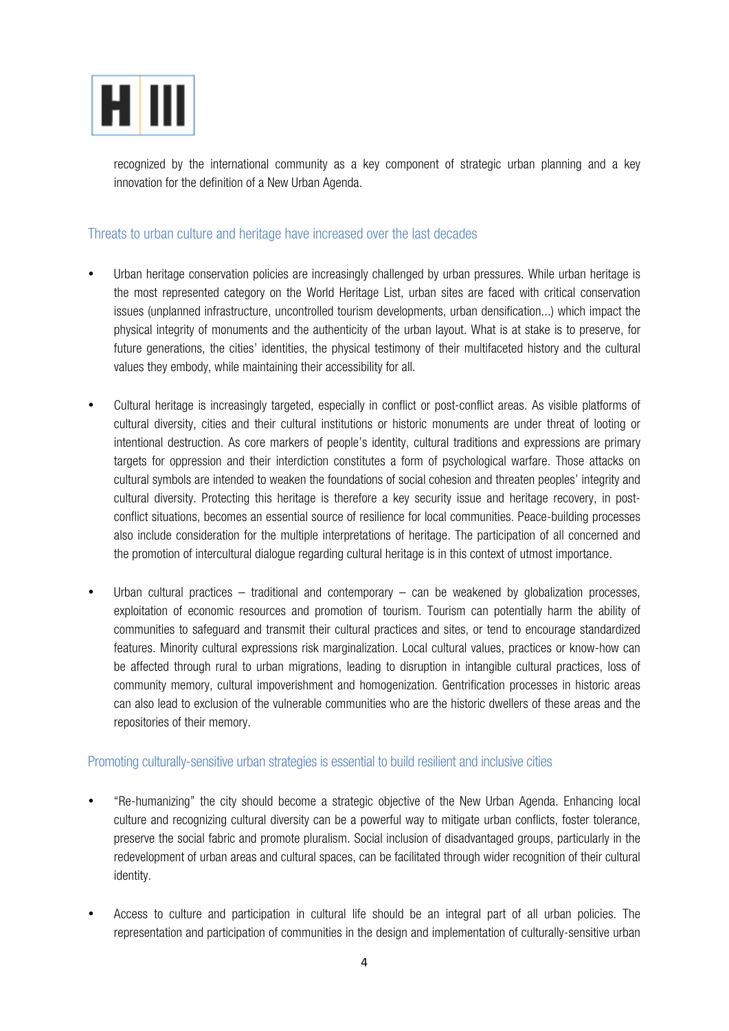recognized by the international community as a key component of strategic urban planning and a key innovation for the definition of a New Urban Agenda.

## Threats to urban culture and heritage have increased over the last decades

- Urban heritage conservation policies are increasingly challenged by urban pressures. While urban heritage is the most represented category on the World Heritage List, urban sites are faced with critical conservation issues (unplanned infrastructure, uncontrolled tourism developments, urban densification...) which impact the physical integrity of monuments and the authenticity of the urban layout. What is at stake is to preserve, for future generations, the cities' identities, the physical testimony of their multifaceted history and the cultural values they embody, while maintaining their accessibility for all.

- Cultural heritage is increasingly targeted, especially in conflict or post-conflict areas. As visible platforms of cultural diversity, cities and their cultural institutions or historic monuments are under threat of looting or intentional destruction. As core markers of people's identity, cultural traditions and expressions are primary targets for oppression and their interdiction constitutes a form of psychological warfare. Those attacks on cultural symbols are intended to weaken the foundations of social cohesion and threaten peoples' integrity and cultural diversity. Protecting this heritage is therefore a key security issue and heritage recovery, in post-conflict situations, becomes an essential source of resilience for local communities. Peace-building processes also include consideration for the multiple interpretations of heritage. The participation of all concerned and the promotion of intercultural dialogue regarding cultural heritage is in this context of utmost importance.

- Urban cultural practices – traditional and contemporary – can be weakened by globalization processes, exploitation of economic resources and promotion of tourism. Tourism can potentially harm the ability of communities to safeguard and transmit their cultural practices and sites, or tend to encourage standardized features. Minority cultural expressions risk marginalization. Local cultural values, practices or know-how can be affected through rural to urban migrations, leading to disruption in intangible cultural practices, loss of community memory, cultural impoverishment and homogenization. Gentrification processes in historic areas can also lead to exclusion of the vulnerable communities who are the historic dwellers of these areas and the repositories of their memory.

## Promoting culturally-sensitive urban strategies is essential to build resilient and inclusive cities

- "Re-humanizing" the city should become a strategic objective of the New Urban Agenda. Enhancing local culture and recognizing cultural diversity can be a powerful way to mitigate urban conflicts, foster tolerance, preserve the social fabric and promote pluralism. Social inclusion of disadvantaged groups, particularly in the redevelopment of urban areas and cultural spaces, can be facilitated through wider recognition of their cultural identity.

- Access to culture and participation in cultural life should be an integral part of all urban policies. The representation and participation of communities in the design and implementation of culturally-sensitive urban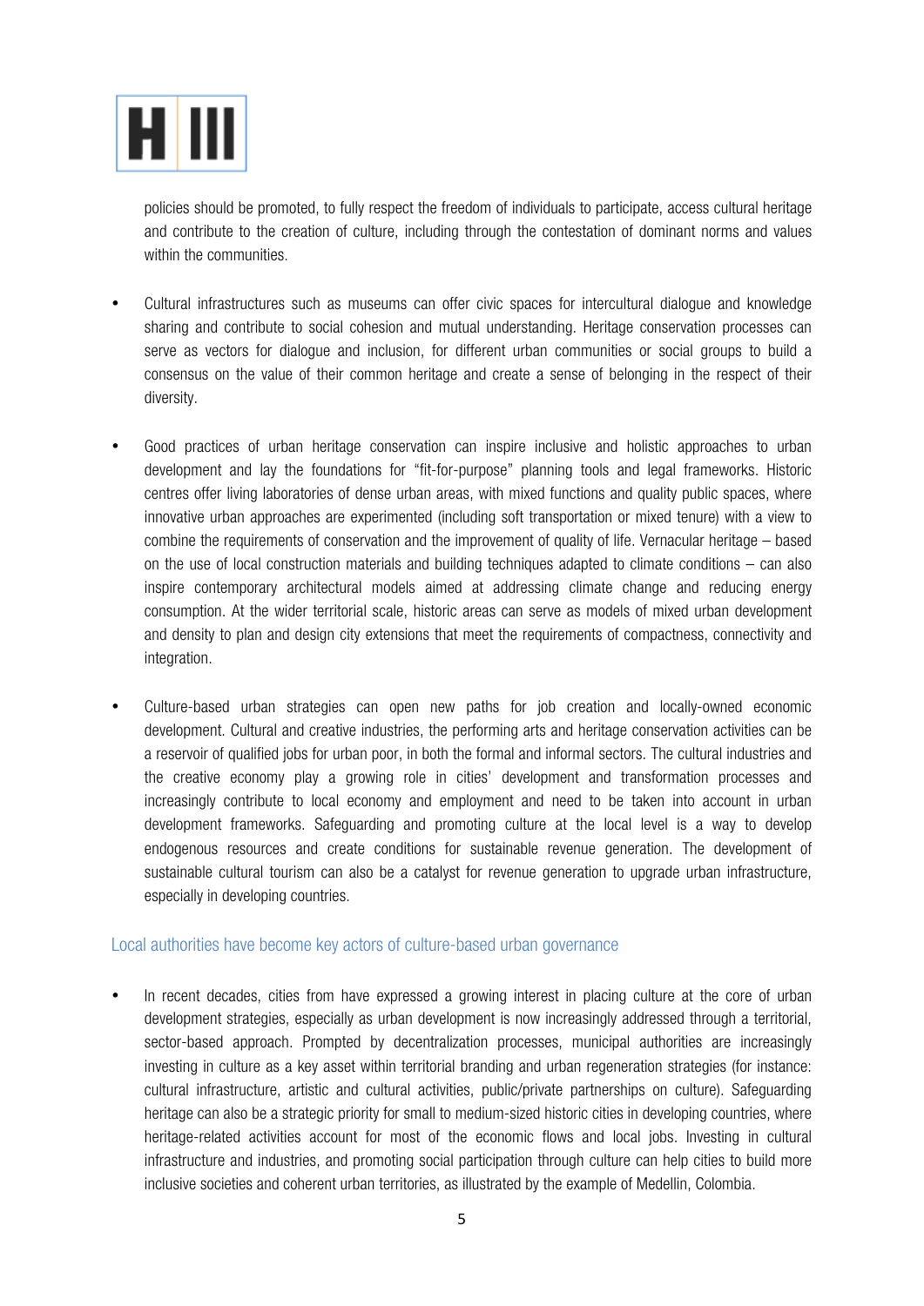policies should be promoted, to fully respect the freedom of individuals to participate, access cultural heritage and contribute to the creation of culture, including through the contestation of dominant norms and values within the communities.

- Cultural infrastructures such as museums can offer civic spaces for intercultural dialogue and knowledge sharing and contribute to social cohesion and mutual understanding. Heritage conservation processes can serve as vectors for dialogue and inclusion, for different urban communities or social groups to build a consensus on the value of their common heritage and create a sense of belonging in the respect of their diversity.

- Good practices of urban heritage conservation can inspire inclusive and holistic approaches to urban development and lay the foundations for "fit-for-purpose" planning tools and legal frameworks. Historic centres offer living laboratories of dense urban areas, with mixed functions and quality public spaces, where innovative urban approaches are experimented (including soft transportation or mixed tenure) with a view to combine the requirements of conservation and the improvement of quality of life. Vernacular heritage – based on the use of local construction materials and building techniques adapted to climate conditions – can also inspire contemporary architectural models aimed at addressing climate change and reducing energy consumption. At the wider territorial scale, historic areas can serve as models of mixed urban development and density to plan and design city extensions that meet the requirements of compactness, connectivity and integration.

- Culture-based urban strategies can open new paths for job creation and locally-owned economic development. Cultural and creative industries, the performing arts and heritage conservation activities can be a reservoir of qualified jobs for urban poor, in both the formal and informal sectors. The cultural industries and the creative economy play a growing role in cities' development and transformation processes and increasingly contribute to local economy and employment and need to be taken into account in urban development frameworks. Safeguarding and promoting culture at the local level is a way to develop endogenous resources and create conditions for sustainable revenue generation. The development of sustainable cultural tourism can also be a catalyst for revenue generation to upgrade urban infrastructure, especially in developing countries.

### Local authorities have become key actors of culture-based urban governance

- In recent decades, cities from have expressed a growing interest in placing culture at the core of urban development strategies, especially as urban development is now increasingly addressed through a territorial, sector-based approach. Prompted by decentralization processes, municipal authorities are increasingly investing in culture as a key asset within territorial branding and urban regeneration strategies (for instance: cultural infrastructure, artistic and cultural activities, public/private partnerships on culture). Safeguarding heritage can also be a strategic priority for small to medium-sized historic cities in developing countries, where heritage-related activities account for most of the economic flows and local jobs. Investing in cultural infrastructure and industries, and promoting social participation through culture can help cities to build more inclusive societies and coherent urban territories, as illustrated by the example of Medellin, Colombia.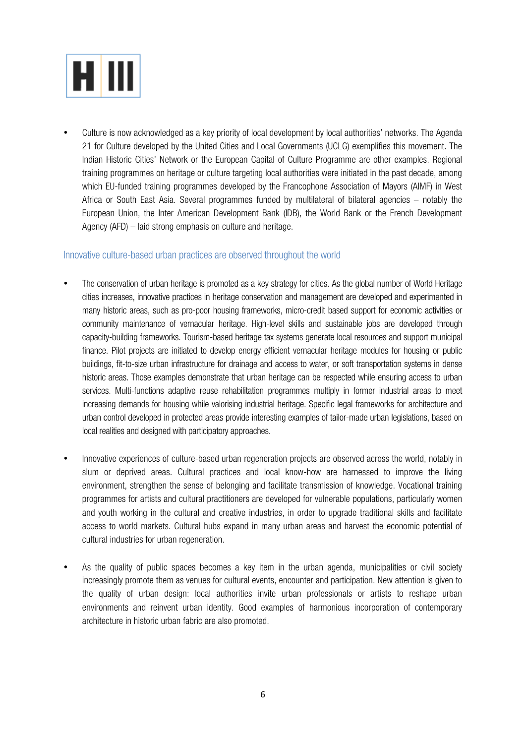- Culture is now acknowledged as a key priority of local development by local authorities' networks. The Agenda 21 for Culture developed by the United Cities and Local Governments (UCLG) exemplifies this movement. The Indian Historic Cities' Network or the European Capital of Culture Programme are other examples. Regional training programmes on heritage or culture targeting local authorities were initiated in the past decade, among which EU-funded training programmes developed by the Francophone Association of Mayors (AIMF) in West Africa or South East Asia. Several programmes funded by multilateral of bilateral agencies – notably the European Union, the Inter American Development Bank (IDB), the World Bank or the French Development Agency (AFD) – laid strong emphasis on culture and heritage.

## Innovative culture-based urban practices are observed throughout the world

- The conservation of urban heritage is promoted as a key strategy for cities. As the global number of World Heritage cities increases, innovative practices in heritage conservation and management are developed and experimented in many historic areas, such as pro-poor housing frameworks, micro-credit based support for economic activities or community maintenance of vernacular heritage. High-level skills and sustainable jobs are developed through capacity-building frameworks. Tourism-based heritage tax systems generate local resources and support municipal finance. Pilot projects are initiated to develop energy efficient vernacular heritage modules for housing or public buildings, fit-to-size urban infrastructure for drainage and access to water, or soft transportation systems in dense historic areas. Those examples demonstrate that urban heritage can be respected while ensuring access to urban services. Multi-functions adaptive reuse rehabilitation programmes multiply in former industrial areas to meet increasing demands for housing while valorising industrial heritage. Specific legal frameworks for architecture and urban control developed in protected areas provide interesting examples of tailor-made urban legislations, based on local realities and designed with participatory approaches.

- Innovative experiences of culture-based urban regeneration projects are observed across the world, notably in slum or deprived areas. Cultural practices and local know-how are harnessed to improve the living environment, strengthen the sense of belonging and facilitate transmission of knowledge. Vocational training programmes for artists and cultural practitioners are developed for vulnerable populations, particularly women and youth working in the cultural and creative industries, in order to upgrade traditional skills and facilitate access to world markets. Cultural hubs expand in many urban areas and harvest the economic potential of cultural industries for urban regeneration.

- As the quality of public spaces becomes a key item in the urban agenda, municipalities or civil society increasingly promote them as venues for cultural events, encounter and participation. New attention is given to the quality of urban design: local authorities invite urban professionals or artists to reshape urban environments and reinvent urban identity. Good examples of harmonious incorporation of contemporary architecture in historic urban fabric are also promoted.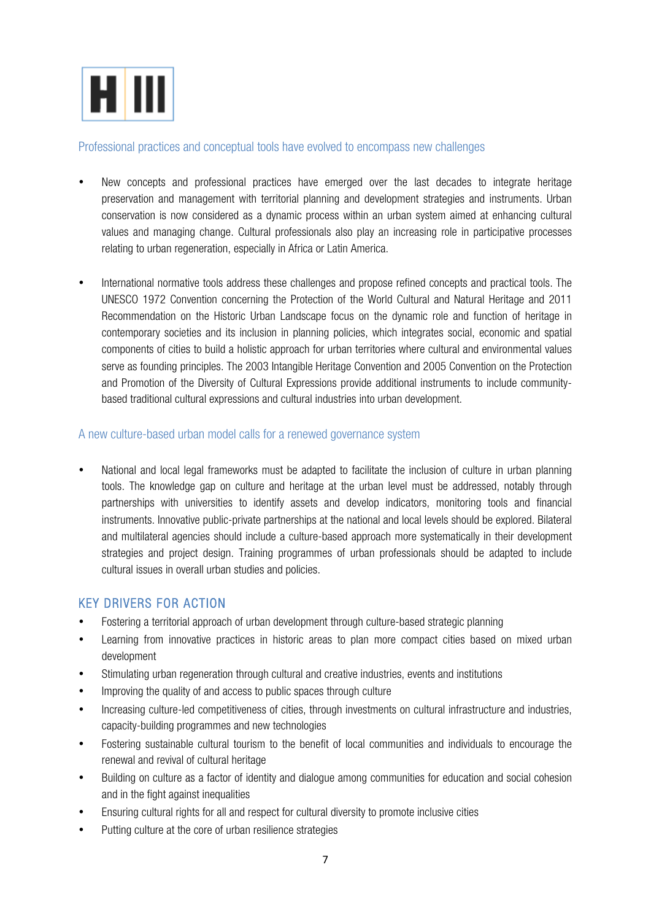# H III

## Professional practices and conceptual tools have evolved to encompass new challenges

- New concepts and professional practices have emerged over the last decades to integrate heritage preservation and management with territorial planning and development strategies and instruments. Urban conservation is now considered as a dynamic process within an urban system aimed at enhancing cultural values and managing change. Cultural professionals also play an increasing role in participative processes relating to urban regeneration, especially in Africa or Latin America.

- International normative tools address these challenges and propose refined concepts and practical tools. The UNESCO 1972 Convention concerning the Protection of the World Cultural and Natural Heritage and 2011 Recommendation on the Historic Urban Landscape focus on the dynamic role and function of heritage in contemporary societies and its inclusion in planning policies, which integrates social, economic and spatial components of cities to build a holistic approach for urban territories where cultural and environmental values serve as founding principles. The 2003 Intangible Heritage Convention and 2005 Convention on the Protection and Promotion of the Diversity of Cultural Expressions provide additional instruments to include community-based traditional cultural expressions and cultural industries into urban development.

## A new culture-based urban model calls for a renewed governance system

- National and local legal frameworks must be adapted to facilitate the inclusion of culture in urban planning tools. The knowledge gap on culture and heritage at the urban level must be addressed, notably through partnerships with universities to identify assets and develop indicators, monitoring tools and financial instruments. Innovative public-private partnerships at the national and local levels should be explored. Bilateral and multilateral agencies should include a culture-based approach more systematically in their development strategies and project design. Training programmes of urban professionals should be adapted to include cultural issues in overall urban studies and policies.

## KEY DRIVERS FOR ACTION

- Fostering a territorial approach of urban development through culture-based strategic planning
- Learning from innovative practices in historic areas to plan more compact cities based on mixed urban development
- Stimulating urban regeneration through cultural and creative industries, events and institutions
- Improving the quality of and access to public spaces through culture
- Increasing culture-led competitiveness of cities, through investments on cultural infrastructure and industries, capacity-building programmes and new technologies
- Fostering sustainable cultural tourism to the benefit of local communities and individuals to encourage the renewal and revival of cultural heritage
- Building on culture as a factor of identity and dialogue among communities for education and social cohesion and in the fight against inequalities
- Ensuring cultural rights for all and respect for cultural diversity to promote inclusive cities
- Putting culture at the core of urban resilience strategies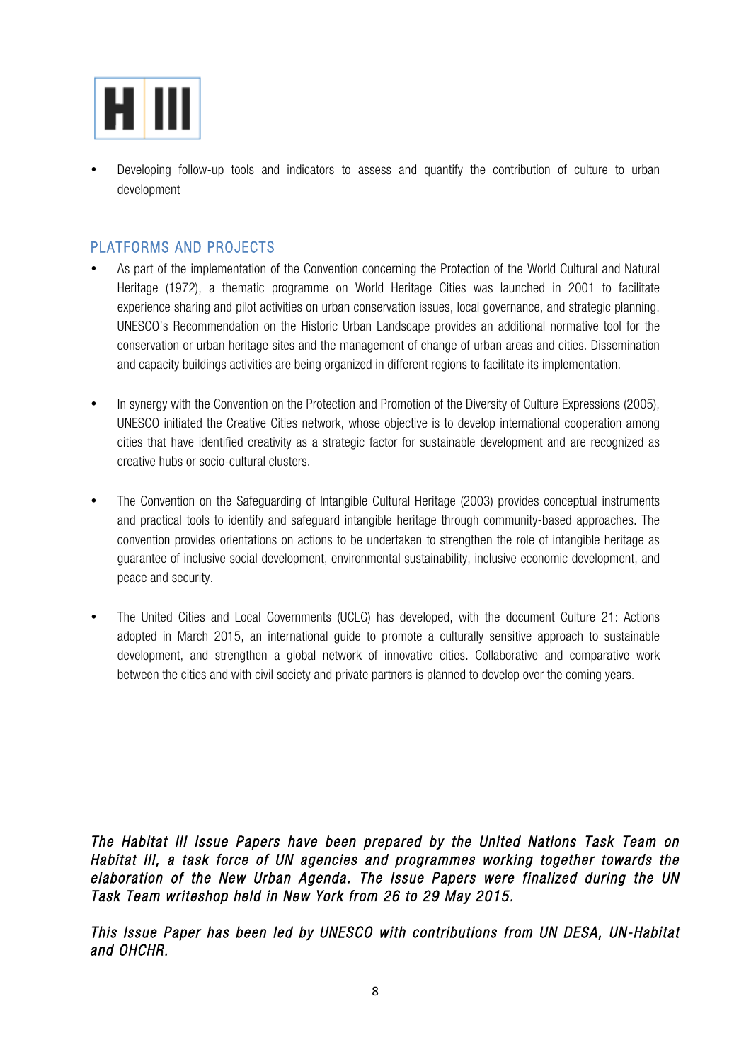- Developing follow-up tools and indicators to assess and quantify the contribution of culture to urban development

## PLATFORMS AND PROJECTS

- As part of the implementation of the Convention concerning the Protection of the World Cultural and Natural Heritage (1972), a thematic programme on World Heritage Cities was launched in 2001 to facilitate experience sharing and pilot activities on urban conservation issues, local governance, and strategic planning. UNESCO's Recommendation on the Historic Urban Landscape provides an additional normative tool for the conservation or urban heritage sites and the management of change of urban areas and cities. Dissemination and capacity buildings activities are being organized in different regions to facilitate its implementation.

- In synergy with the Convention on the Protection and Promotion of the Diversity of Culture Expressions (2005), UNESCO initiated the Creative Cities network, whose objective is to develop international cooperation among cities that have identified creativity as a strategic factor for sustainable development and are recognized as creative hubs or socio-cultural clusters.

- The Convention on the Safeguarding of Intangible Cultural Heritage (2003) provides conceptual instruments and practical tools to identify and safeguard intangible heritage through community-based approaches. The convention provides orientations on actions to be undertaken to strengthen the role of intangible heritage as guarantee of inclusive social development, environmental sustainability, inclusive economic development, and peace and security.

- The United Cities and Local Governments (UCLG) has developed, with the document Culture 21: Actions adopted in March 2015, an international guide to promote a culturally sensitive approach to sustainable development, and strengthen a global network of innovative cities. Collaborative and comparative work between the cities and with civil society and private partners is planned to develop over the coming years.

*The Habitat III Issue Papers have been prepared by the United Nations Task Team on Habitat III, a task force of UN agencies and programmes working together towards the elaboration of the New Urban Agenda. The Issue Papers were finalized during the UN Task Team writeshop held in New York from 26 to 29 May 2015.*

*This Issue Paper has been led by UNESCO with contributions from UN DESA, UN-Habitat and OHCHR.*